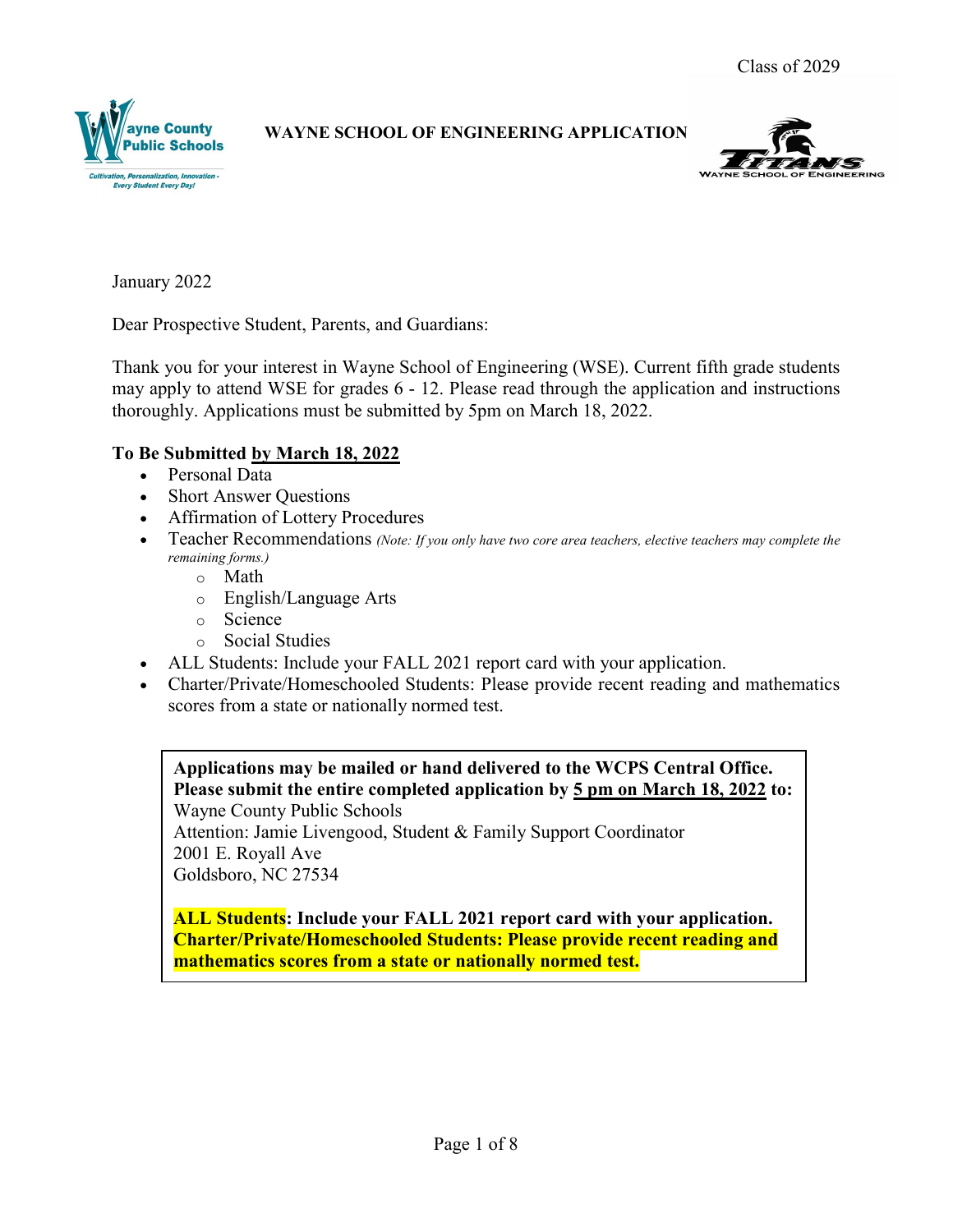Class of 2029

# WAYNE SCHOOL OF ENGINEERING APPLICATION

January 2022

Dear Prospective Student, Parents, and Guardians:

Thank you for your interest in Wayne School of Engineering (WSE). Current fifth grade students may apply to attend WSE for grades 6 - 12. Please read through the application and instructions thoroughly. Applications must be submitted by 5pm on March 18, 2022.

**To Be Submitted by March 18, 2022**

- Personal Data
- Short Answer Questions
- Affirmation of Lottery Procedures
- Teacher Recommendations *(Note: If you only have two core area teachers, elective teachers may complete the remaining forms.)*
  - Math
  - English/Language Arts
  - Science
  - Social Studies
- ALL Students: Include your FALL 2021 report card with your application.
- Charter/Private/Homeschooled Students: Please provide recent reading and mathematics scores from a state or nationally normed test.

**Applications may be mailed or hand delivered to the WCPS Central Office. Please submit the entire completed application by 5 pm on March 18, 2022 to:**
Wayne County Public Schools
Attention: Jamie Livengood, Student & Family Support Coordinator
2001 E. Royall Ave
Goldsboro, NC 27534

**ALL Students: Include your FALL 2021 report card with your application.**
**Charter/Private/Homeschooled Students: Please provide recent reading and mathematics scores from a state or nationally normed test.**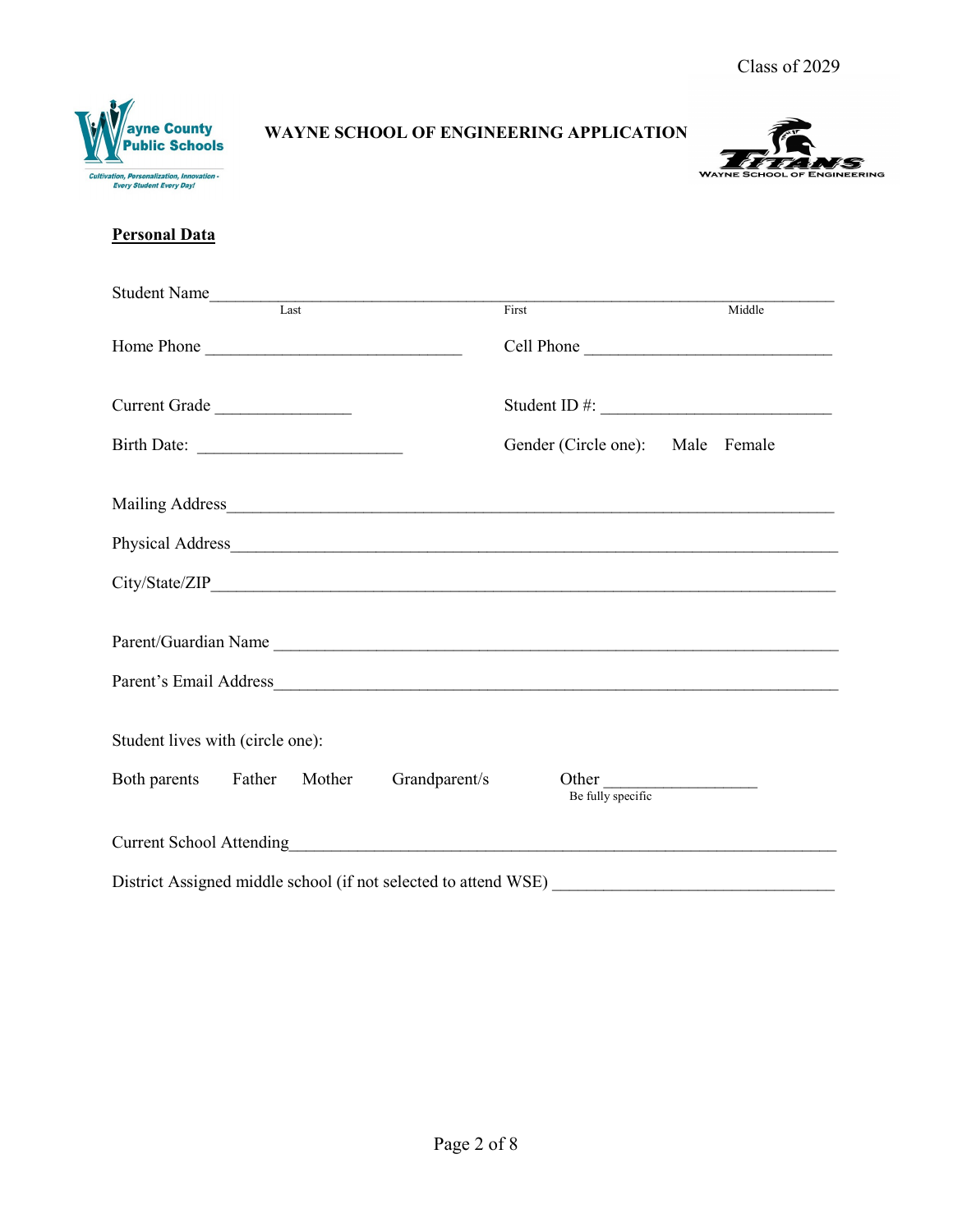Class of 2029

# WAYNE SCHOOL OF ENGINEERING APPLICATION

Wayne County Public Schools
Cultivation, Personalization, Innovation - Every Student Every Day!

TITANS
WAYNE SCHOOL OF ENGINEERING

## Personal Data

Student Name_______________________________________________________________
Last First Middle

Home Phone ____________________________ Cell Phone ___________________________

Current Grade _______________ Student ID #: _________________________

Birth Date: _______________________ Gender (Circle one): Male Female

Mailing Address_____________________________________________________________

Physical Address____________________________________________________________

City/State/ZIP______________________________________________________________

Parent/Guardian Name ________________________________________________________

Parent's Email Address_______________________________________________________

Student lives with (circle one):

Both parents Father Mother Grandparent/s Other _________________
Be fully specific

Current School Attending______________________________________________________

District Assigned middle school (if not selected to attend WSE) _____________________________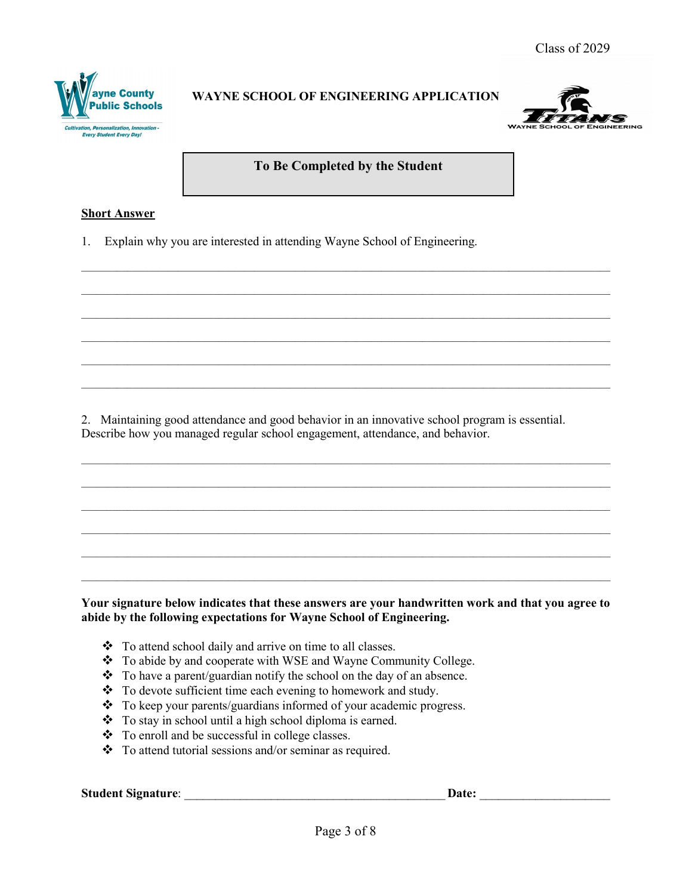Class of 2029

WAYNE SCHOOL OF ENGINEERING APPLICATION

**To Be Completed by the Student**

**Short Answer**

1. Explain why you are interested in attending Wayne School of Engineering.

______________________________________________________________________________

______________________________________________________________________________

______________________________________________________________________________

______________________________________________________________________________

______________________________________________________________________________

______________________________________________________________________________

2. Maintaining good attendance and good behavior in an innovative school program is essential. Describe how you managed regular school engagement, attendance, and behavior.

______________________________________________________________________________

______________________________________________________________________________

______________________________________________________________________________

______________________________________________________________________________

______________________________________________________________________________

______________________________________________________________________________

**Your signature below indicates that these answers are your handwritten work and that you agree to abide by the following expectations for Wayne School of Engineering.**

- To attend school daily and arrive on time to all classes.
- To abide by and cooperate with WSE and Wayne Community College.
- To have a parent/guardian notify the school on the day of an absence.
- To devote sufficient time each evening to homework and study.
- To keep your parents/guardians informed of your academic progress.
- To stay in school until a high school diploma is earned.
- To enroll and be successful in college classes.
- To attend tutorial sessions and/or seminar as required.

**Student Signature**: ________________________________________ **Date:** ____________________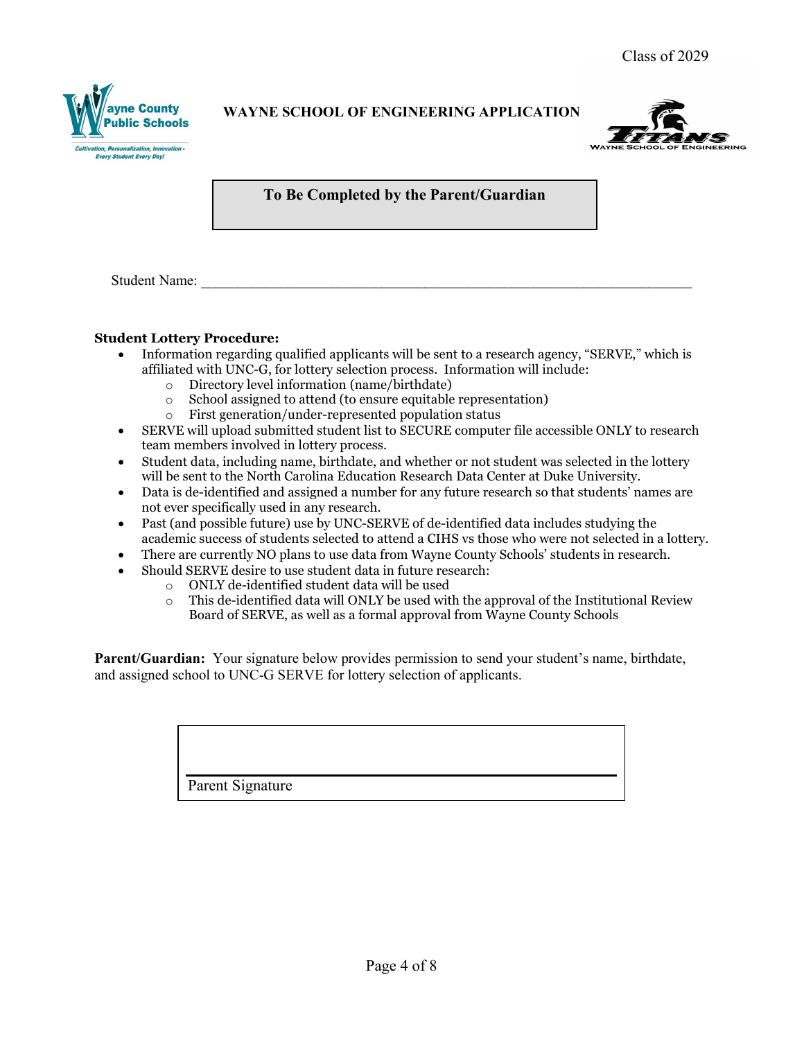Class of 2029

**WAYNE SCHOOL OF ENGINEERING APPLICATION**

**To Be Completed by the Parent/Guardian**

Student Name: ____________________________________________________________

**Student Lottery Procedure:**

- Information regarding qualified applicants will be sent to a research agency, "SERVE," which is affiliated with UNC-G, for lottery selection process. Information will include:
  - Directory level information (name/birthdate)
  - School assigned to attend (to ensure equitable representation)
  - First generation/under-represented population status
- SERVE will upload submitted student list to SECURE computer file accessible ONLY to research team members involved in lottery process.
- Student data, including name, birthdate, and whether or not student was selected in the lottery will be sent to the North Carolina Education Research Data Center at Duke University.
- Data is de-identified and assigned a number for any future research so that students' names are not ever specifically used in any research.
- Past (and possible future) use by UNC-SERVE of de-identified data includes studying the academic success of students selected to attend a CIHS vs those who were not selected in a lottery.
- There are currently NO plans to use data from Wayne County Schools' students in research.
- Should SERVE desire to use student data in future research:
  - ONLY de-identified student data will be used
  - This de-identified data will ONLY be used with the approval of the Institutional Review Board of SERVE, as well as a formal approval from Wayne County Schools

**Parent/Guardian:** Your signature below provides permission to send your student's name, birthdate, and assigned school to UNC-G SERVE for lottery selection of applicants.

______________________________________________

Parent Signature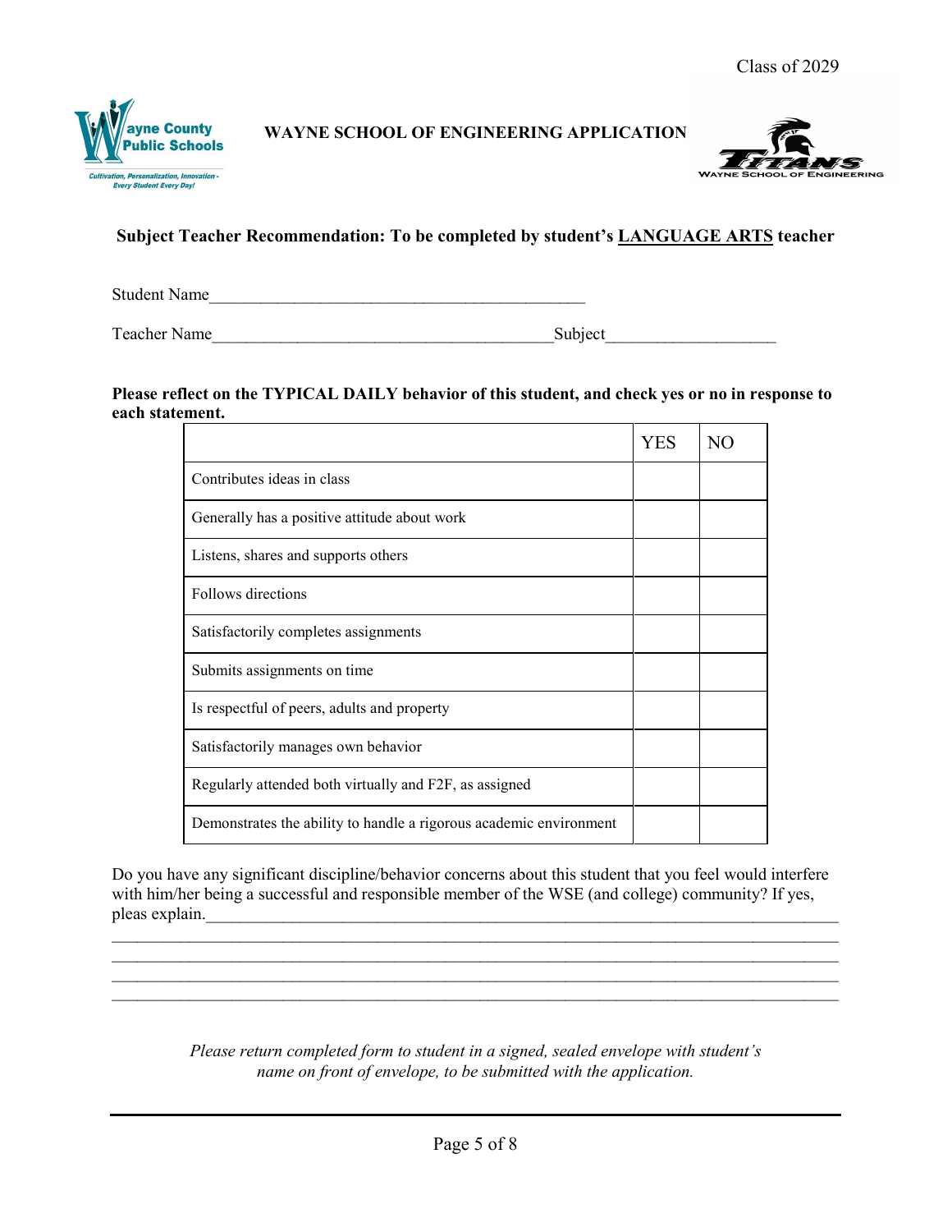Class of 2029

Wayne County Public Schools

*Cultivation, Personalization, Innovation - Every Student Every Day!*

**WAYNE SCHOOL OF ENGINEERING APPLICATION**

TITANS
WAYNE SCHOOL OF ENGINEERING

**Subject Teacher Recommendation: To be completed by student's LANGUAGE ARTS teacher**

Student Name_____________________________________________

Teacher Name_________________________________________Subject____________________

**Please reflect on the TYPICAL DAILY behavior of this student, and check yes or no in response to each statement.**

| | YES | NO |
|---|---|---|
| Contributes ideas in class | | |
| Generally has a positive attitude about work | | |
| Listens, shares and supports others | | |
| Follows directions | | |
| Satisfactorily completes assignments | | |
| Submits assignments on time | | |
| Is respectful of peers, adults and property | | |
| Satisfactorily manages own behavior | | |
| Regularly attended both virtually and F2F, as assigned | | |
| Demonstrates the ability to handle a rigorous academic environment | | |

Do you have any significant discipline/behavior concerns about this student that you feel would interfere with him/her being a successful and responsible member of the WSE (and college) community? If yes, pleas explain.____________________________________________________________________________
______________________________________________________________________________________
______________________________________________________________________________________
______________________________________________________________________________________
______________________________________________________________________________________

*Please return completed form to student in a signed, sealed envelope with student's name on front of envelope, to be submitted with the application.*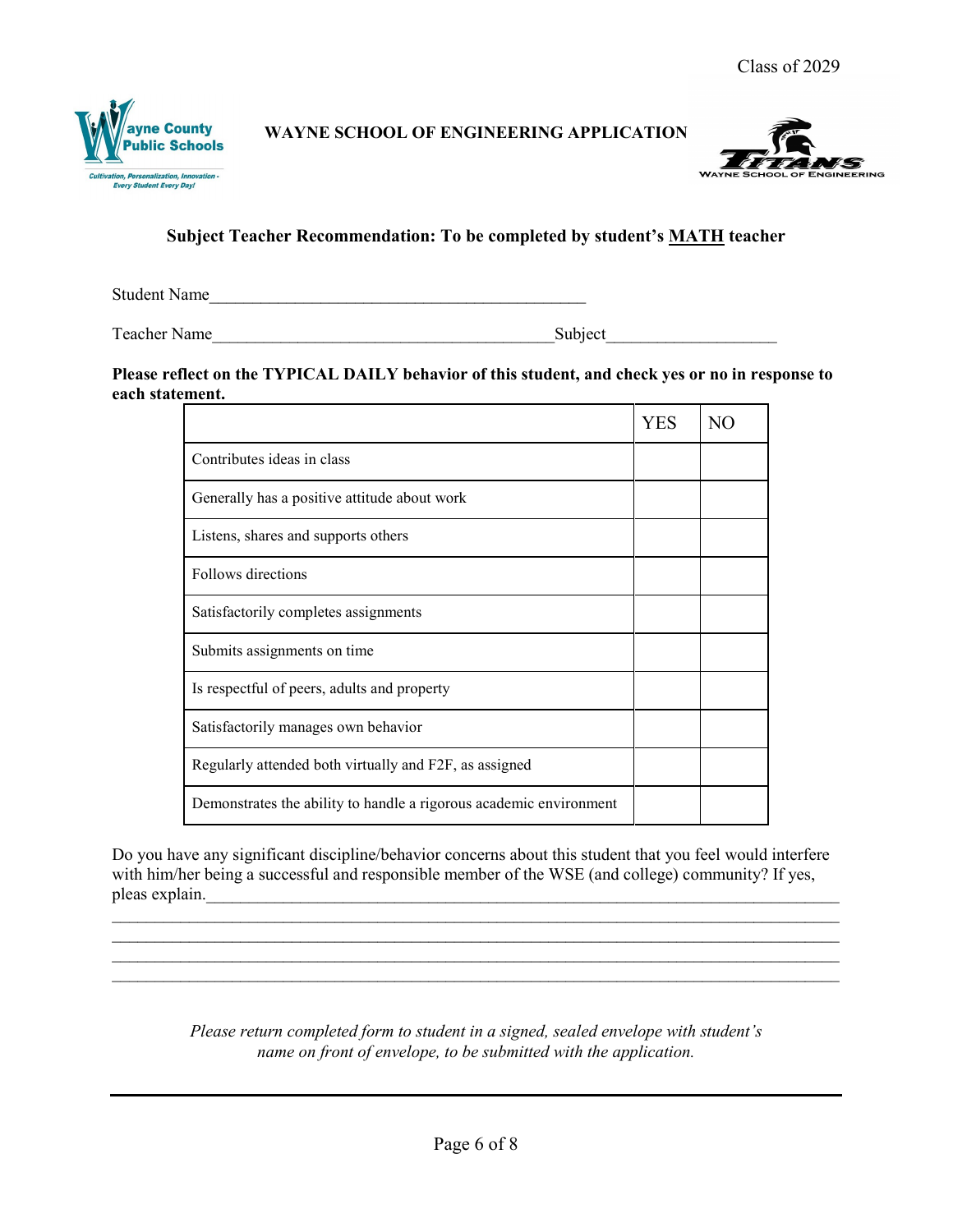Class of 2029

**WAYNE SCHOOL OF ENGINEERING APPLICATION**

**Subject Teacher Recommendation: To be completed by student's MATH teacher**

Student Name_____________________________________________

Teacher Name_______________________________________Subject___________________

**Please reflect on the TYPICAL DAILY behavior of this student, and check yes or no in response to each statement.**

| | YES | NO |
|---|---|---|
| Contributes ideas in class | | |
| Generally has a positive attitude about work | | |
| Listens, shares and supports others | | |
| Follows directions | | |
| Satisfactorily completes assignments | | |
| Submits assignments on time | | |
| Is respectful of peers, adults and property | | |
| Satisfactorily manages own behavior | | |
| Regularly attended both virtually and F2F, as assigned | | |
| Demonstrates the ability to handle a rigorous academic environment | | |

Do you have any significant discipline/behavior concerns about this student that you feel would interfere with him/her being a successful and responsible member of the WSE (and college) community? If yes, pleas explain.___________________________________________________________________________
___________________________________________________________________________________
___________________________________________________________________________________
___________________________________________________________________________________
___________________________________________________________________________________

*Please return completed form to student in a signed, sealed envelope with student's name on front of envelope, to be submitted with the application.*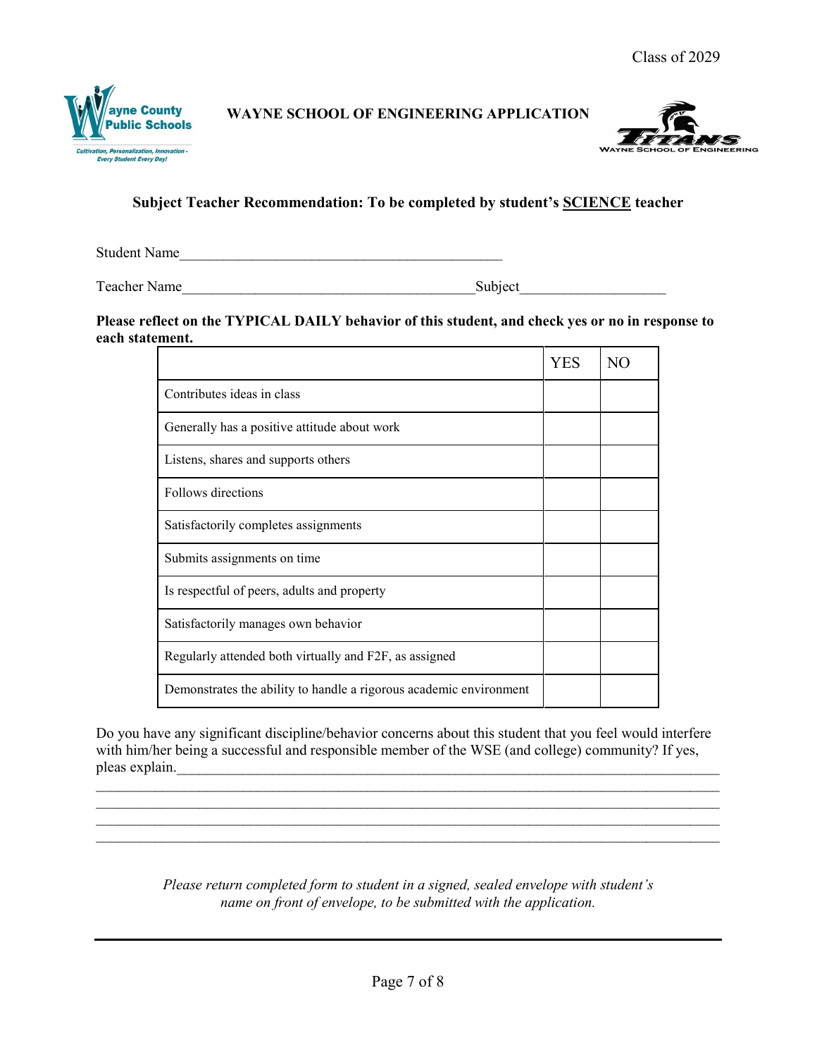Class of 2029

Wayne County Public Schools
*Cultivation, Personalization, Innovation - Every Student Every Day!*

**WAYNE SCHOOL OF ENGINEERING APPLICATION**

TITANS
WAYNE SCHOOL OF ENGINEERING

**Subject Teacher Recommendation: To be completed by student's SCIENCE teacher**

Student Name____________________________________________

Teacher Name_______________________________________Subject__________________

**Please reflect on the TYPICAL DAILY behavior of this student, and check yes or no in response to each statement.**

| | YES | NO |
|---|---|---|
| Contributes ideas in class | | |
| Generally has a positive attitude about work | | |
| Listens, shares and supports others | | |
| Follows directions | | |
| Satisfactorily completes assignments | | |
| Submits assignments on time | | |
| Is respectful of peers, adults and property | | |
| Satisfactorily manages own behavior | | |
| Regularly attended both virtually and F2F, as assigned | | |
| Demonstrates the ability to handle a rigorous academic environment | | |

Do you have any significant discipline/behavior concerns about this student that you feel would interfere with him/her being a successful and responsible member of the WSE (and college) community? If yes, pleas explain.__________________________________________________________________________
______________________________________________________________________________________
______________________________________________________________________________________
______________________________________________________________________________________
______________________________________________________________________________________

*Please return completed form to student in a signed, sealed envelope with student's name on front of envelope, to be submitted with the application.*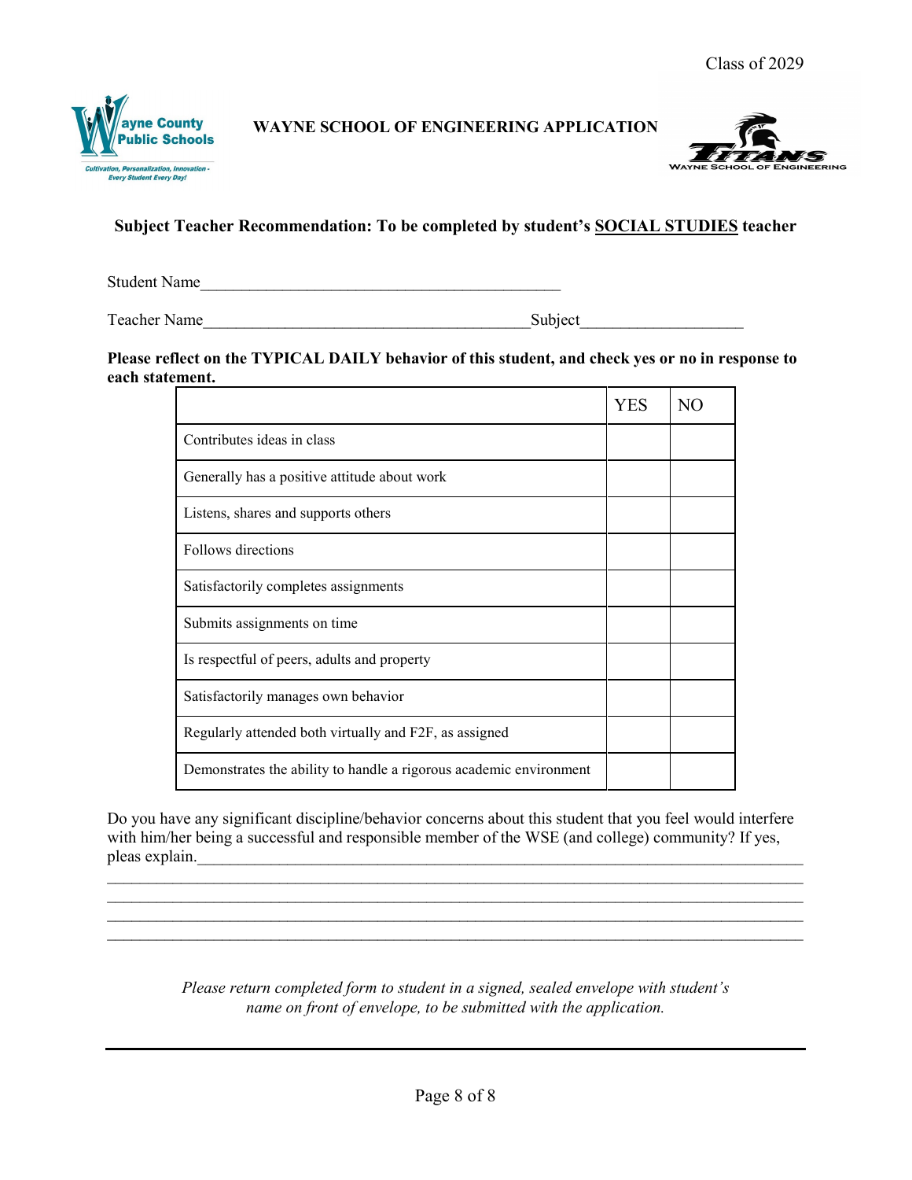Class of 2029

Wayne County Public Schools
Cultivation, Personalization, Innovation - Every Student Every Day!

# WAYNE SCHOOL OF ENGINEERING APPLICATION

TITANS
WAYNE SCHOOL OF ENGINEERING

**Subject Teacher Recommendation: To be completed by student's SOCIAL STUDIES teacher**

Student Name____________________________________________

Teacher Name_______________________________________Subject___________________

**Please reflect on the TYPICAL DAILY behavior of this student, and check yes or no in response to each statement.**

| | YES | NO |
|---|---|---|
| Contributes ideas in class | | |
| Generally has a positive attitude about work | | |
| Listens, shares and supports others | | |
| Follows directions | | |
| Satisfactorily completes assignments | | |
| Submits assignments on time | | |
| Is respectful of peers, adults and property | | |
| Satisfactorily manages own behavior | | |
| Regularly attended both virtually and F2F, as assigned | | |
| Demonstrates the ability to handle a rigorous academic environment | | |

Do you have any significant discipline/behavior concerns about this student that you feel would interfere with him/her being a successful and responsible member of the WSE (and college) community? If yes, pleas explain.__________________________________________________________________________
_____________________________________________________________________________________
_____________________________________________________________________________________
_____________________________________________________________________________________
_____________________________________________________________________________________

*Please return completed form to student in a signed, sealed envelope with student's name on front of envelope, to be submitted with the application.*